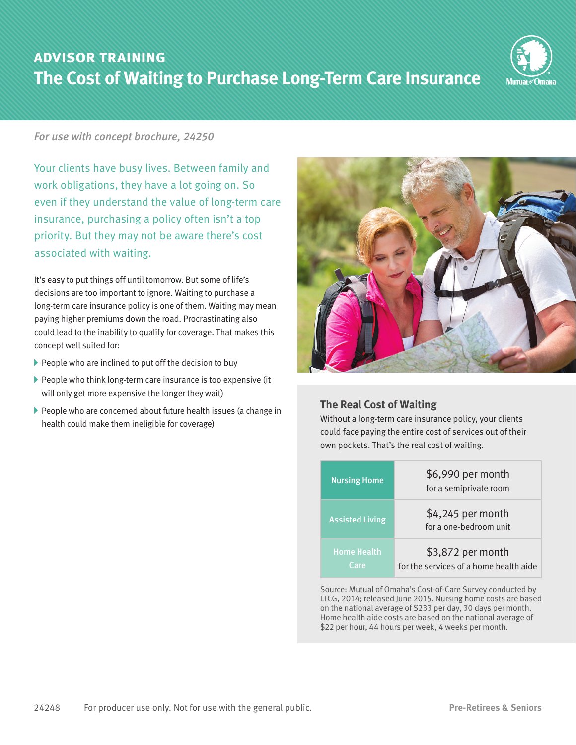**ADVISOR TRAINING**

# The Cost of Waiting to Purchase Long-Term Care Insurance

*For use with concept brochure, 24250*

Your clients have busy lives. Between family and work obligations, they have a lot going on. So even if they understand the value of long-term care insurance, purchasing a policy often isn't a top priority. But they may not be aware there's cost associated with waiting.

It's easy to put things off until tomorrow. But some of life's decisions are too important to ignore. Waiting to purchase a long-term care insurance policy is one of them. Waiting may mean paying higher premiums down the road. Procrastinating also could lead to the inability to qualify for coverage. That makes this concept well suited for:

- People who are inclined to put off the decision to buy
- People who think long-term care insurance is too expensive (it will only get more expensive the longer they wait)
- People who are concerned about future health issues (a change in health could make them ineligible for coverage)

## The Real Cost of Waiting

Without a long-term care insurance policy, your clients could face paying the entire cost of services out of their own pockets. That's the real cost of waiting.

| | |
|---|---|
| Nursing Home | $6,990 per month for a semiprivate room |
| Assisted Living | $4,245 per month for a one-bedroom unit |
| Home Health Care | $3,872 per month for the services of a home health aide |

Source: Mutual of Omaha's Cost-of-Care Survey conducted by LTCG, 2014; released June 2015. Nursing home costs are based on the national average of $233 per day, 30 days per month. Home health aide costs are based on the national average of $22 per hour, 44 hours per week, 4 weeks per month.

24248 For producer use only. Not for use with the general public. Pre-Retirees & Seniors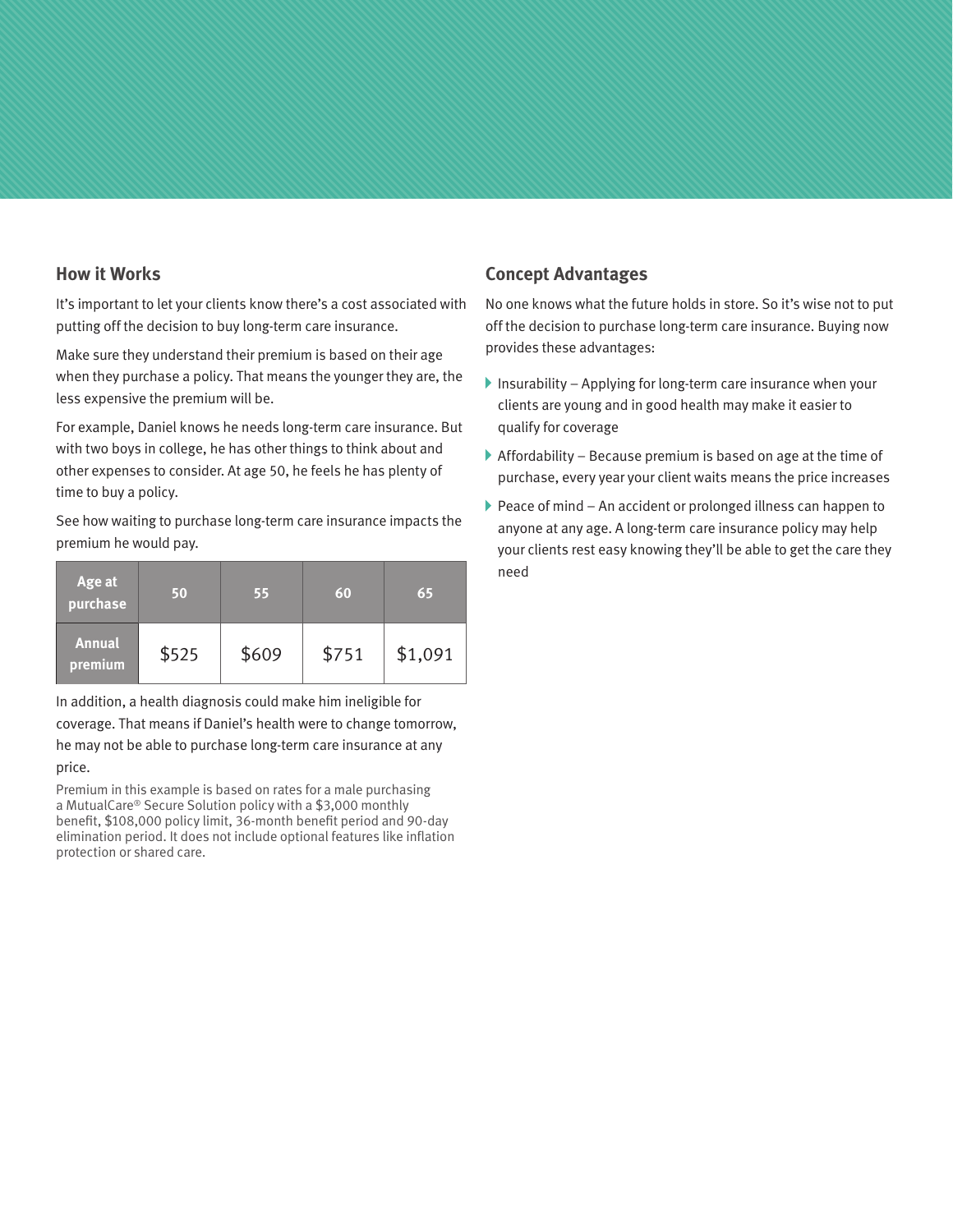## How it Works

It's important to let your clients know there's a cost associated with putting off the decision to buy long-term care insurance.

Make sure they understand their premium is based on their age when they purchase a policy. That means the younger they are, the less expensive the premium will be.

For example, Daniel knows he needs long-term care insurance. But with two boys in college, he has other things to think about and other expenses to consider. At age 50, he feels he has plenty of time to buy a policy.

See how waiting to purchase long-term care insurance impacts the premium he would pay.

| Age at purchase | 50 | 55 | 60 | 65 |
|---|---|---|---|---|
| Annual premium | $525 | $609 | $751 | $1,091 |

In addition, a health diagnosis could make him ineligible for coverage. That means if Daniel's health were to change tomorrow, he may not be able to purchase long-term care insurance at any price.

Premium in this example is based on rates for a male purchasing a MutualCare® Secure Solution policy with a $3,000 monthly benefit, $108,000 policy limit, 36-month benefit period and 90-day elimination period. It does not include optional features like inflation protection or shared care.

## Concept Advantages

No one knows what the future holds in store. So it's wise not to put off the decision to purchase long-term care insurance. Buying now provides these advantages:

- Insurability – Applying for long-term care insurance when your clients are young and in good health may make it easier to qualify for coverage
- Affordability – Because premium is based on age at the time of purchase, every year your client waits means the price increases
- Peace of mind – An accident or prolonged illness can happen to anyone at any age. A long-term care insurance policy may help your clients rest easy knowing they'll be able to get the care they need